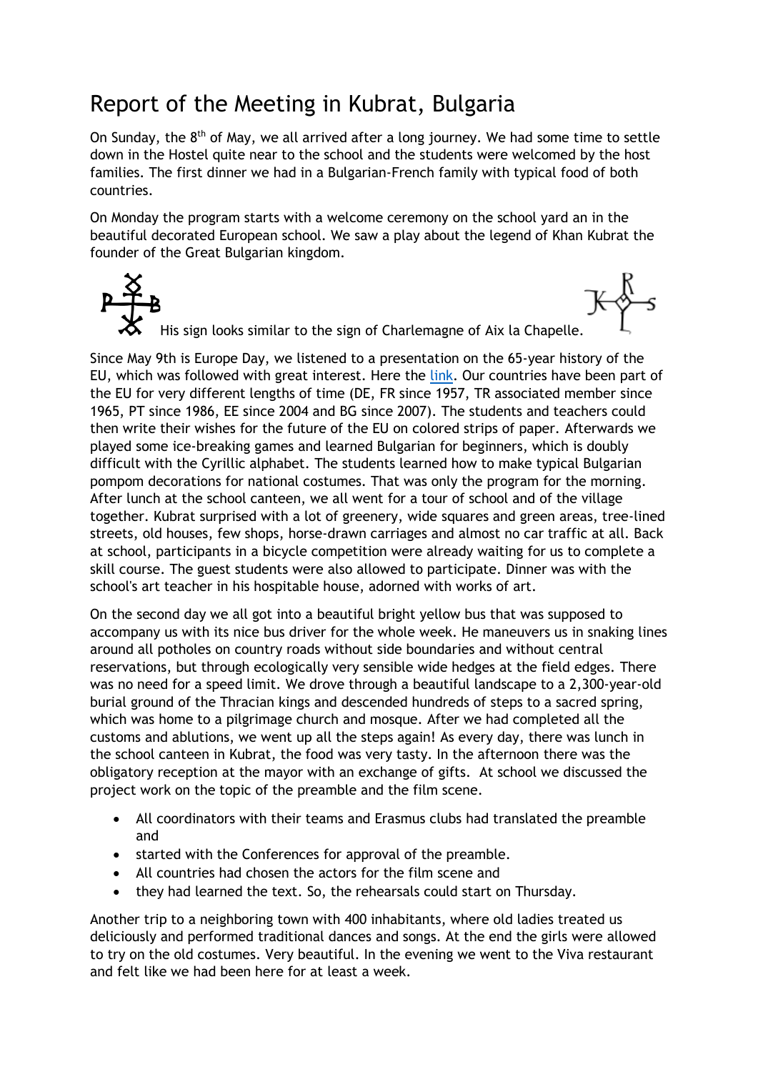# Report of the Meeting in Kubrat, Bulgaria

On Sunday, the 8th of May, we all arrived after a long journey. We had some time to settle down in the Hostel quite near to the school and the students were welcomed by the host families. The first dinner we had in a Bulgarian-French family with typical food of both countries.

On Monday the program starts with a welcome ceremony on the school yard an in the beautiful decorated European school. We saw a play about the legend of Khan Kubrat the founder of the Great Bulgarian kingdom.

His sign looks similar to the sign of Charlemagne of Aix la Chapelle.

Since May 9th is Europe Day, we listened to a presentation on the 65-year history of the EU, which was followed with great interest. Here the link. Our countries have been part of the EU for very different lengths of time (DE, FR since 1957, TR associated member since 1965, PT since 1986, EE since 2004 and BG since 2007). The students and teachers could then write their wishes for the future of the EU on colored strips of paper. Afterwards we played some ice-breaking games and learned Bulgarian for beginners, which is doubly difficult with the Cyrillic alphabet. The students learned how to make typical Bulgarian pompom decorations for national costumes. That was only the program for the morning. After lunch at the school canteen, we all went for a tour of school and of the village together. Kubrat surprised with a lot of greenery, wide squares and green areas, tree-lined streets, old houses, few shops, horse-drawn carriages and almost no car traffic at all. Back at school, participants in a bicycle competition were already waiting for us to complete a skill course. The guest students were also allowed to participate. Dinner was with the school's art teacher in his hospitable house, adorned with works of art.

On the second day we all got into a beautiful bright yellow bus that was supposed to accompany us with its nice bus driver for the whole week. He maneuvers us in snaking lines around all potholes on country roads without side boundaries and without central reservations, but through ecologically very sensible wide hedges at the field edges. There was no need for a speed limit. We drove through a beautiful landscape to a 2,300-year-old burial ground of the Thracian kings and descended hundreds of steps to a sacred spring, which was home to a pilgrimage church and mosque. After we had completed all the customs and ablutions, we went up all the steps again! As every day, there was lunch in the school canteen in Kubrat, the food was very tasty. In the afternoon there was the obligatory reception at the mayor with an exchange of gifts. At school we discussed the project work on the topic of the preamble and the film scene.

- All coordinators with their teams and Erasmus clubs had translated the preamble and
- started with the Conferences for approval of the preamble.
- All countries had chosen the actors for the film scene and
- they had learned the text. So, the rehearsals could start on Thursday.

Another trip to a neighboring town with 400 inhabitants, where old ladies treated us deliciously and performed traditional dances and songs. At the end the girls were allowed to try on the old costumes. Very beautiful. In the evening we went to the Viva restaurant and felt like we had been here for at least a week.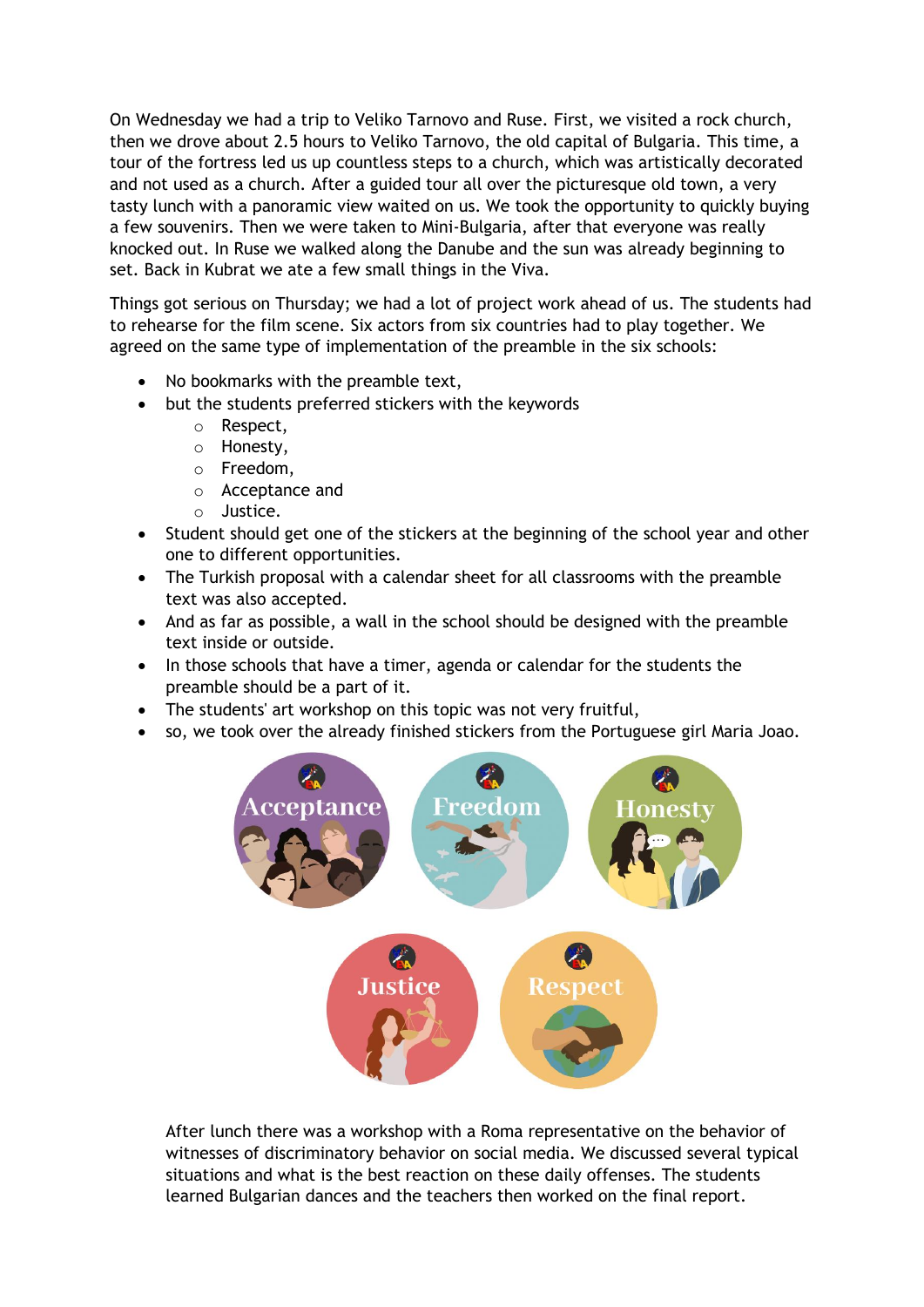On Wednesday we had a trip to Veliko Tarnovo and Ruse. First, we visited a rock church, then we drove about 2.5 hours to Veliko Tarnovo, the old capital of Bulgaria. This time, a tour of the fortress led us up countless steps to a church, which was artistically decorated and not used as a church. After a guided tour all over the picturesque old town, a very tasty lunch with a panoramic view waited on us. We took the opportunity to quickly buying a few souvenirs. Then we were taken to Mini-Bulgaria, after that everyone was really knocked out. In Ruse we walked along the Danube and the sun was already beginning to set. Back in Kubrat we ate a few small things in the Viva.

Things got serious on Thursday; we had a lot of project work ahead of us. The students had to rehearse for the film scene. Six actors from six countries had to play together. We agreed on the same type of implementation of the preamble in the six schools:

- No bookmarks with the preamble text,
- but the students preferred stickers with the keywords
    - Respect,
    - Honesty,
    - Freedom,
    - Acceptance and
    - Justice.
- Student should get one of the stickers at the beginning of the school year and other one to different opportunities.
- The Turkish proposal with a calendar sheet for all classrooms with the preamble text was also accepted.
- And as far as possible, a wall in the school should be designed with the preamble text inside or outside.
- In those schools that have a timer, agenda or calendar for the students the preamble should be a part of it.
- The students' art workshop on this topic was not very fruitful,
- so, we took over the already finished stickers from the Portuguese girl Maria Joao.

After lunch there was a workshop with a Roma representative on the behavior of witnesses of discriminatory behavior on social media. We discussed several typical situations and what is the best reaction on these daily offenses. The students learned Bulgarian dances and the teachers then worked on the final report.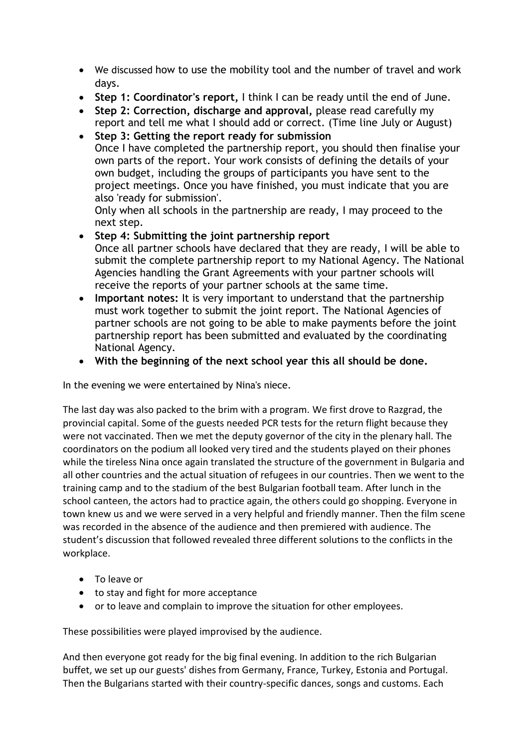- We discussed how to use the mobility tool and the number of travel and work days.
- **Step 1: Coordinator's report,** I think I can be ready until the end of June.
- **Step 2: Correction, discharge and approval,** please read carefully my report and tell me what I should add or correct. (Time line July or August)
- **Step 3: Getting the report ready for submission**
  Once I have completed the partnership report, you should then finalise your own parts of the report. Your work consists of defining the details of your own budget, including the groups of participants you have sent to the project meetings. Once you have finished, you must indicate that you are also 'ready for submission'.
  Only when all schools in the partnership are ready, I may proceed to the next step.
- **Step 4: Submitting the joint partnership report**
  Once all partner schools have declared that they are ready, I will be able to submit the complete partnership report to my National Agency. The National Agencies handling the Grant Agreements with your partner schools will receive the reports of your partner schools at the same time.
- **Important notes:** It is very important to understand that the partnership must work together to submit the joint report. The National Agencies of partner schools are not going to be able to make payments before the joint partnership report has been submitted and evaluated by the coordinating National Agency.
- **With the beginning of the next school year this all should be done.**

In the evening we were entertained by Nina's niece.

The last day was also packed to the brim with a program. We first drove to Razgrad, the provincial capital. Some of the guests needed PCR tests for the return flight because they were not vaccinated. Then we met the deputy governor of the city in the plenary hall. The coordinators on the podium all looked very tired and the students played on their phones while the tireless Nina once again translated the structure of the government in Bulgaria and all other countries and the actual situation of refugees in our countries. Then we went to the training camp and to the stadium of the best Bulgarian football team. After lunch in the school canteen, the actors had to practice again, the others could go shopping. Everyone in town knew us and we were served in a very helpful and friendly manner. Then the film scene was recorded in the absence of the audience and then premiered with audience. The student's discussion that followed revealed three different solutions to the conflicts in the workplace.

- To leave or
- to stay and fight for more acceptance
- or to leave and complain to improve the situation for other employees.

These possibilities were played improvised by the audience.

And then everyone got ready for the big final evening. In addition to the rich Bulgarian buffet, we set up our guests' dishes from Germany, France, Turkey, Estonia and Portugal. Then the Bulgarians started with their country-specific dances, songs and customs. Each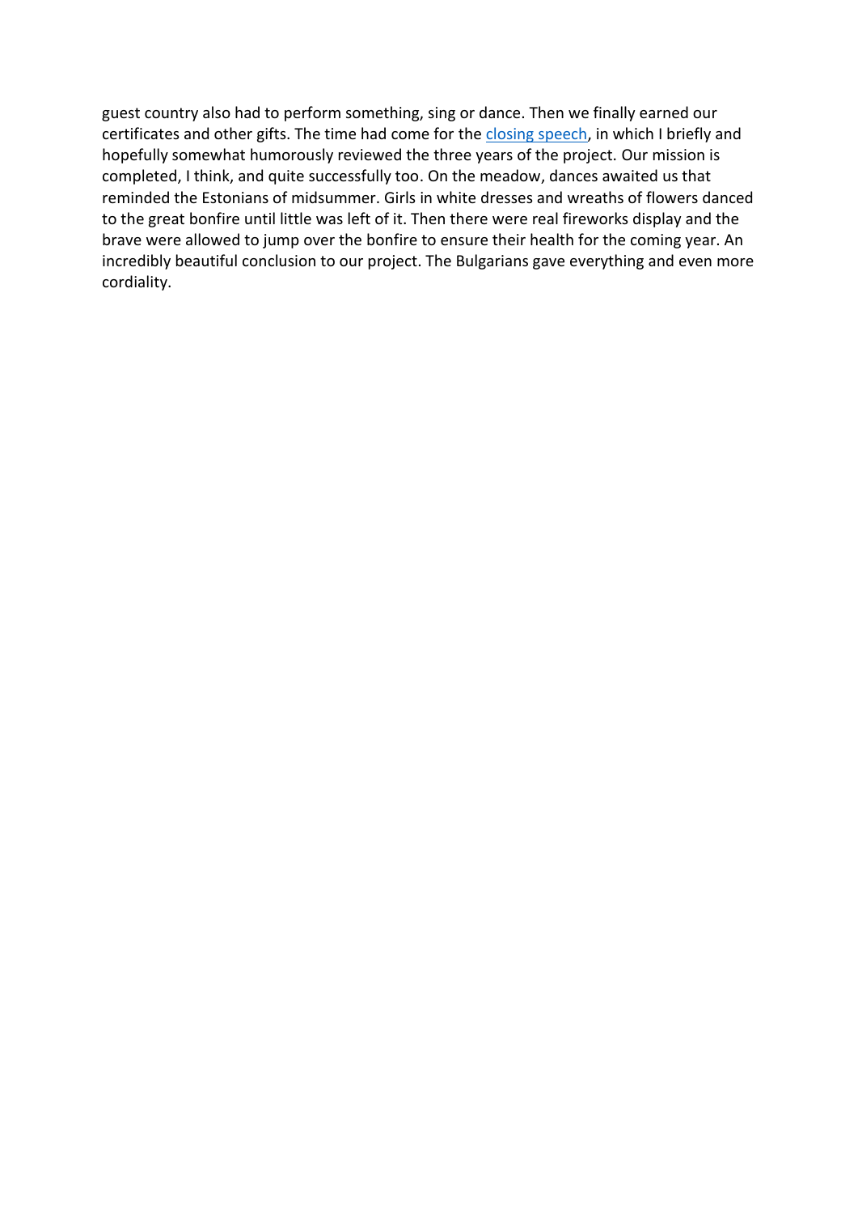guest country also had to perform something, sing or dance. Then we finally earned our certificates and other gifts. The time had come for the closing speech, in which I briefly and hopefully somewhat humorously reviewed the three years of the project. Our mission is completed, I think, and quite successfully too. On the meadow, dances awaited us that reminded the Estonians of midsummer. Girls in white dresses and wreaths of flowers danced to the great bonfire until little was left of it. Then there were real fireworks display and the brave were allowed to jump over the bonfire to ensure their health for the coming year. An incredibly beautiful conclusion to our project. The Bulgarians gave everything and even more cordiality.